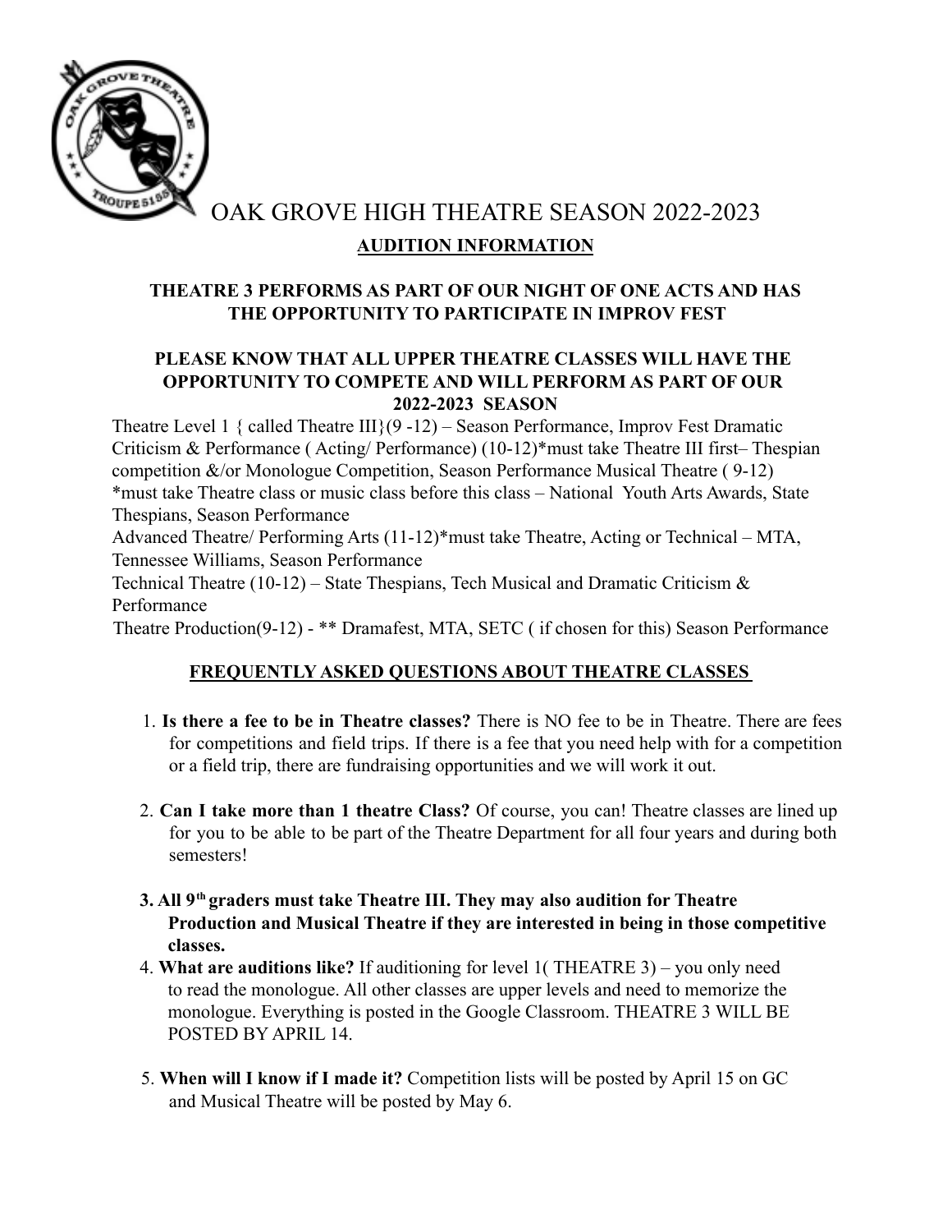# OAK GROVE HIGH THEATRE SEASON 2022-2023

## AUDITION INFORMATION

**THEATRE 3 PERFORMS AS PART OF OUR NIGHT OF ONE ACTS AND HAS THE OPPORTUNITY TO PARTICIPATE IN IMPROV FEST**

**PLEASE KNOW THAT ALL UPPER THEATRE CLASSES WILL HAVE THE OPPORTUNITY TO COMPETE AND WILL PERFORM AS PART OF OUR 2022-2023 SEASON**

Theatre Level 1 { called Theatre III}(9 -12) – Season Performance, Improv Fest Dramatic Criticism & Performance ( Acting/ Performance) (10-12)*must take Theatre III first– Thespian competition &/or Monologue Competition, Season Performance Musical Theatre ( 9-12) *must take Theatre class or music class before this class – National Youth Arts Awards, State Thespians, Season Performance

Advanced Theatre/ Performing Arts (11-12)*must take Theatre, Acting or Technical – MTA, Tennessee Williams, Season Performance

Technical Theatre (10-12) – State Thespians, Tech Musical and Dramatic Criticism & Performance

Theatre Production(9-12) - ** Dramafest, MTA, SETC ( if chosen for this) Season Performance

## FREQUENTLY ASKED QUESTIONS ABOUT THEATRE CLASSES

1. **Is there a fee to be in Theatre classes?** There is NO fee to be in Theatre. There are fees for competitions and field trips. If there is a fee that you need help with for a competition or a field trip, there are fundraising opportunities and we will work it out.

2. **Can I take more than 1 theatre Class?** Of course, you can! Theatre classes are lined up for you to be able to be part of the Theatre Department for all four years and during both semesters!

3. **All 9th graders must take Theatre III. They may also audition for Theatre Production and Musical Theatre if they are interested in being in those competitive classes.**

4. **What are auditions like?** If auditioning for level 1( THEATRE 3) – you only need to read the monologue. All other classes are upper levels and need to memorize the monologue. Everything is posted in the Google Classroom. THEATRE 3 WILL BE POSTED BY APRIL 14.

5. **When will I know if I made it?** Competition lists will be posted by April 15 on GC and Musical Theatre will be posted by May 6.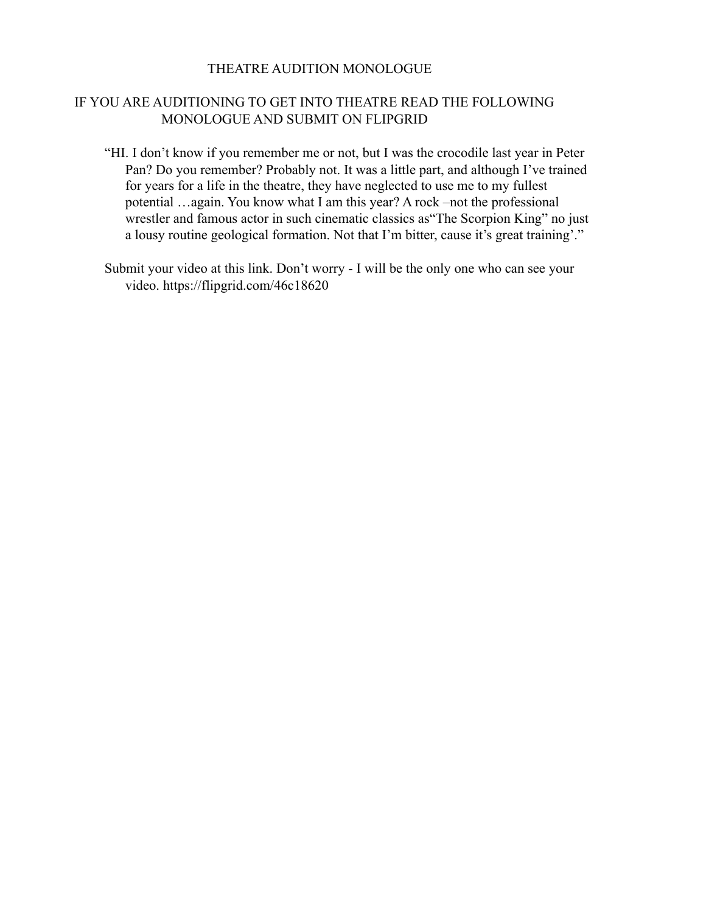# THEATRE AUDITION MONOLOGUE

## IF YOU ARE AUDITIONING TO GET INTO THEATRE READ THE FOLLOWING MONOLOGUE AND SUBMIT ON FLIPGRID

"HI. I don't know if you remember me or not, but I was the crocodile last year in Peter Pan? Do you remember? Probably not. It was a little part, and although I've trained for years for a life in the theatre, they have neglected to use me to my fullest potential …again. You know what I am this year? A rock –not the professional wrestler and famous actor in such cinematic classics as"The Scorpion King" no just a lousy routine geological formation. Not that I'm bitter, cause it's great training'."

Submit your video at this link. Don't worry - I will be the only one who can see your video. https://flipgrid.com/46c18620